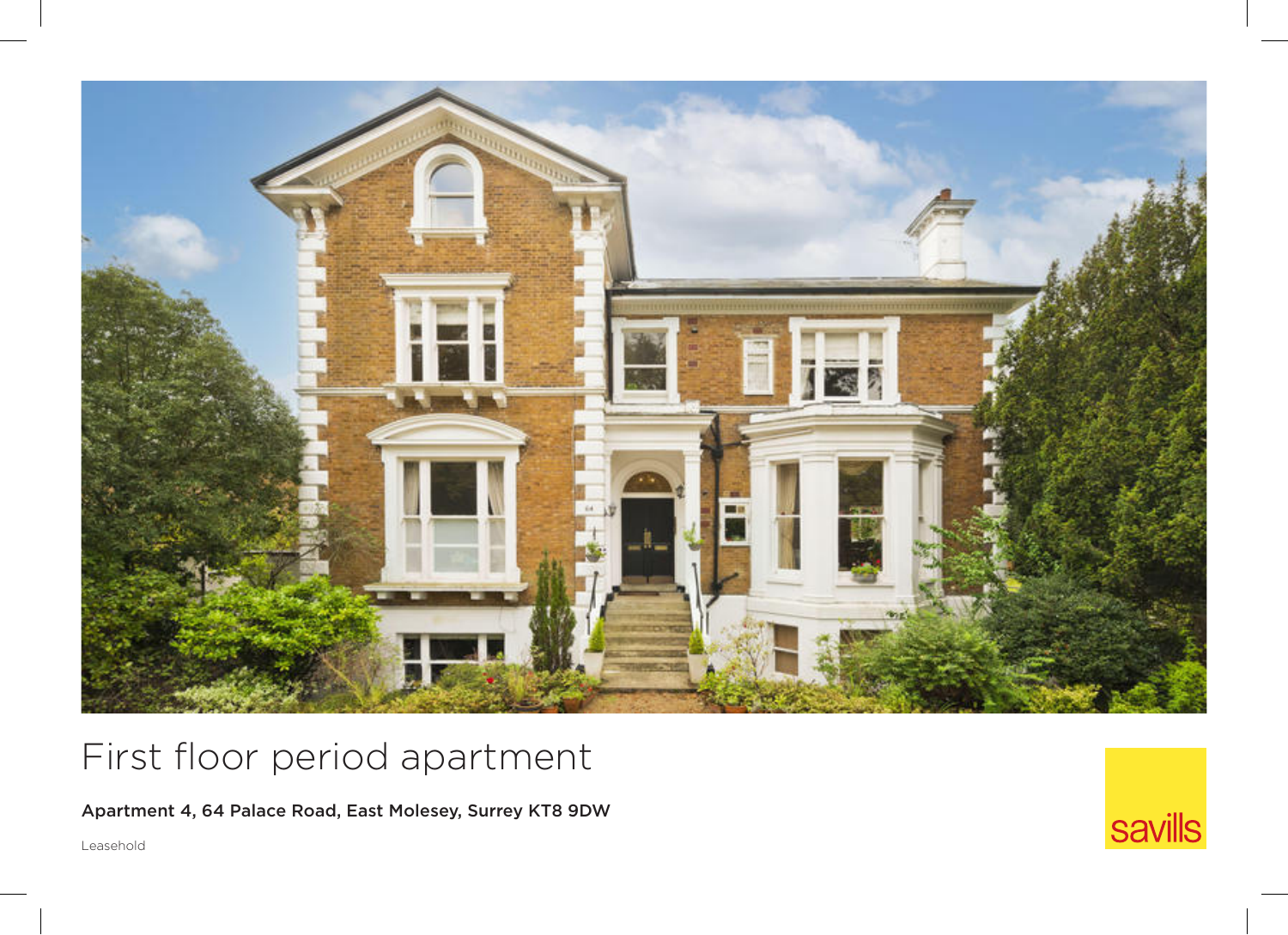# First floor period apartment

**Apartment 4, 64 Palace Road, East Molesey, Surrey KT8 9DW**

Leasehold

savills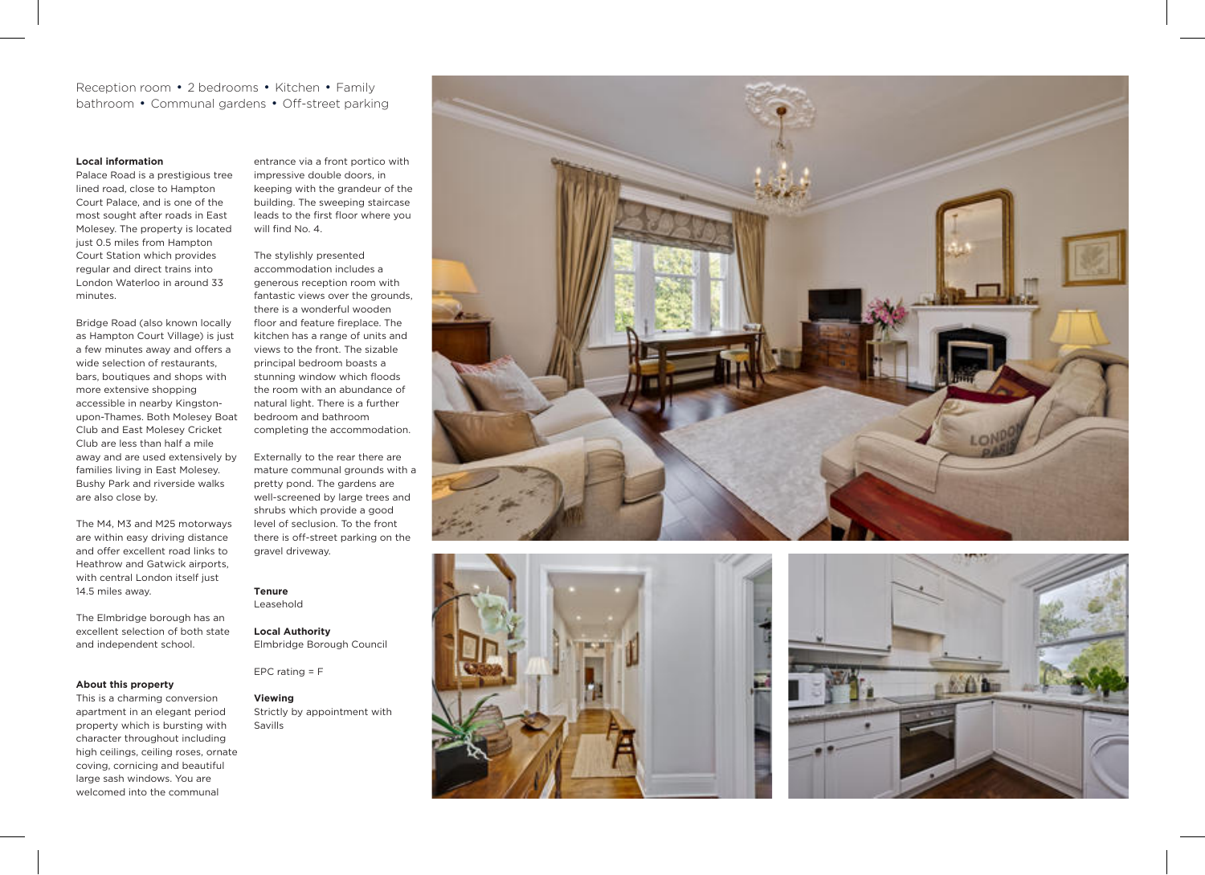Reception room • 2 bedrooms • Kitchen • Family bathroom • Communal gardens • Off-street parking

**Local information**

Palace Road is a prestigious tree lined road, close to Hampton Court Palace, and is one of the most sought after roads in East Molesey. The property is located just 0.5 miles from Hampton Court Station which provides regular and direct trains into London Waterloo in around 33 minutes.

Bridge Road (also known locally as Hampton Court Village) is just a few minutes away and offers a wide selection of restaurants, bars, boutiques and shops with more extensive shopping accessible in nearby Kingston-upon-Thames. Both Molesey Boat Club and East Molesey Cricket Club are less than half a mile away and are used extensively by families living in East Molesey. Bushy Park and riverside walks are also close by.

The M4, M3 and M25 motorways are within easy driving distance and offer excellent road links to Heathrow and Gatwick airports, with central London itself just 14.5 miles away.

The Elmbridge borough has an excellent selection of both state and independent school.

**About this property**

This is a charming conversion apartment in an elegant period property which is bursting with character throughout including high ceilings, ceiling roses, ornate coving, cornicing and beautiful large sash windows. You are welcomed into the communal entrance via a front portico with impressive double doors, in keeping with the grandeur of the building. The sweeping staircase leads to the first floor where you will find No. 4.

The stylishly presented accommodation includes a generous reception room with fantastic views over the grounds, there is a wonderful wooden floor and feature fireplace. The kitchen has a range of units and views to the front. The sizable principal bedroom boasts a stunning window which floods the room with an abundance of natural light. There is a further bedroom and bathroom completing the accommodation.

Externally to the rear there are mature communal grounds with a pretty pond. The gardens are well-screened by large trees and shrubs which provide a good level of seclusion. To the front there is off-street parking on the gravel driveway.

**Tenure**

Leasehold

**Local Authority**

Elmbridge Borough Council

EPC rating = F

**Viewing**

Strictly by appointment with Savills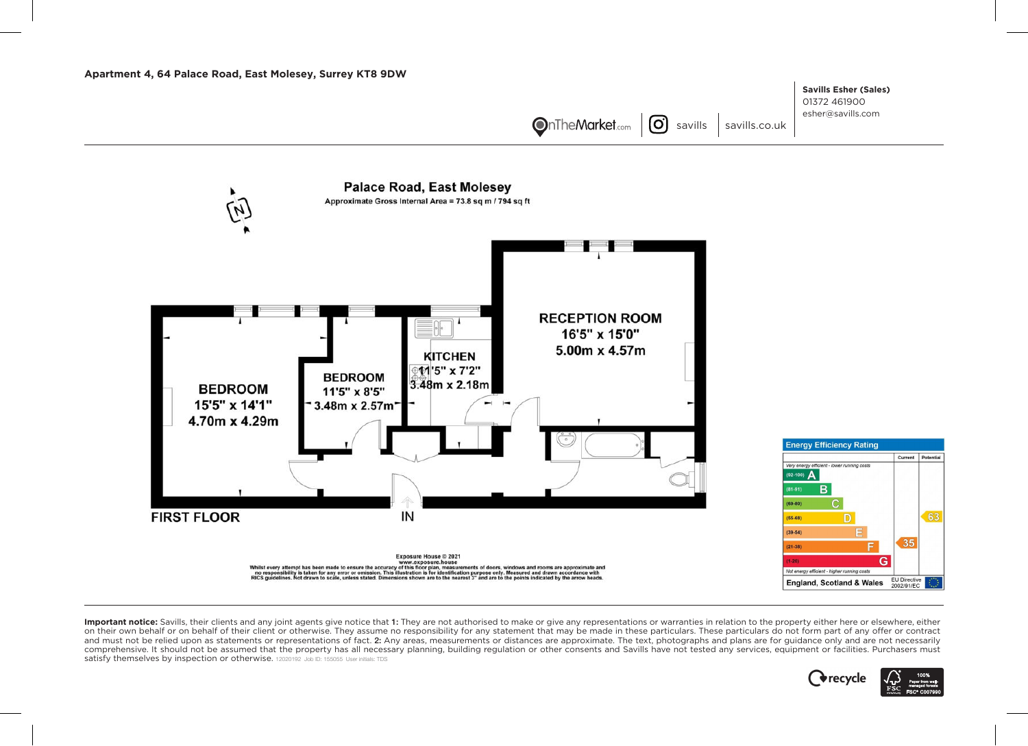**Apartment 4, 64 Palace Road, East Molesey, Surrey KT8 9DW**

**Savills Esher (Sales)**
01372 461900
esher@savills.com

OnTheMarket.com | savills | savills.co.uk

## Palace Road, East Molesey

Approximate Gross Internal Area = 73.8 sq m / 794 sq ft

RECEPTION ROOM
16'5" x 15'0"
5.00m x 4.57m

KITCHEN
11'5" x 7'2"
3.48m x 2.18m

BEDROOM
11'5" x 8'5"
3.48m x 2.57m

BEDROOM
15'5" x 14'1"
4.70m x 4.29m

IN

FIRST FLOOR

Exposure House © 2021
www.exposure.house
Whilst every attempt has been made to ensure the accuracy of this floor plan, measurements of doors, windows and rooms are approximate and no responsibility is taken for any error or omission. This illustration is for identification purpose only. Measured and drawn accordance with RICS guidelines. Not drawn to scale, unless stated. Dimensions shown are to the nearest 3" and are to the points indicated by the arrow heads.

**Energy Efficiency Rating**

| | Current | Potential |
|---|---|---|
| Very energy efficient - lower running costs | | |
| (92-100) A | | |
| (81-91) B | | |
| (69-80) C | | |
| (55-68) D | | 63 |
| (39-54) E | | |
| (21-38) F | 35 | |
| (1-20) G | | |
| Not energy efficient - higher running costs | | |
| England, Scotland & Wales | EU Directive 2002/91/EC | |

**Important notice:** Savills, their clients and any joint agents give notice that **1:** They are not authorised to make or give any representations or warranties in relation to the property either here or elsewhere, either on their own behalf or on behalf of their client or otherwise. They assume no responsibility for any statement that may be made in these particulars. These particulars do not form part of any offer or contract and must not be relied upon as statements or representations of fact. **2:** Any areas, measurements or distances are approximate. The text, photographs and plans are for guidance only and are not necessarily comprehensive. It should not be assumed that the property has all necessary planning, building regulation or other consents and Savills have not tested any services, equipment or facilities. Purchasers must satisfy themselves by inspection or otherwise. 12020192 Job ID: 155055 User initials: TDS

recycle

100% Paper from well-managed forests FSC® C007990